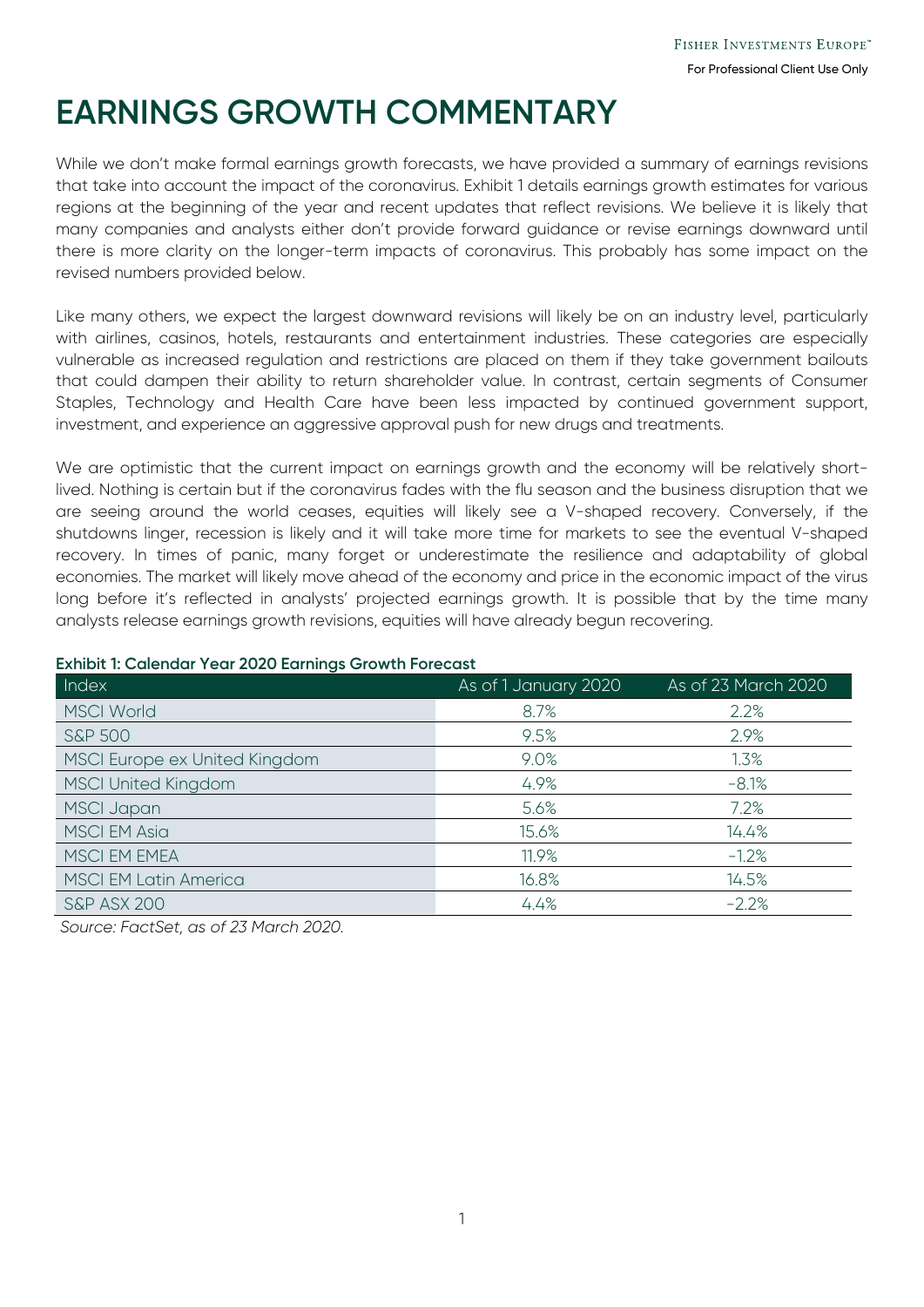# EARNINGS GROWTH COMMENTARY

While we don't make formal earnings growth forecasts, we have provided a summary of earnings revisions that take into account the impact of the coronavirus. Exhibit 1 details earnings growth estimates for various regions at the beginning of the year and recent updates that reflect revisions. We believe it is likely that many companies and analysts either don't provide forward guidance or revise earnings downward until there is more clarity on the longer-term impacts of coronavirus. This probably has some impact on the revised numbers provided below.

Like many others, we expect the largest downward revisions will likely be on an industry level, particularly with airlines, casinos, hotels, restaurants and entertainment industries. These categories are especially vulnerable as increased regulation and restrictions are placed on them if they take government bailouts that could dampen their ability to return shareholder value. In contrast, certain segments of Consumer Staples, Technology and Health Care have been less impacted by continued government support, investment, and experience an aggressive approval push for new drugs and treatments.

We are optimistic that the current impact on earnings growth and the economy will be relatively short-lived. Nothing is certain but if the coronavirus fades with the flu season and the business disruption that we are seeing around the world ceases, equities will likely see a V-shaped recovery. Conversely, if the shutdowns linger, recession is likely and it will take more time for markets to see the eventual V-shaped recovery. In times of panic, many forget or underestimate the resilience and adaptability of global economies. The market will likely move ahead of the economy and price in the economic impact of the virus long before it's reflected in analysts' projected earnings growth. It is possible that by the time many analysts release earnings growth revisions, equities will have already begun recovering.

**Exhibit 1: Calendar Year 2020 Earnings Growth Forecast**

| Index | As of 1 January 2020 | As of 23 March 2020 |
|---|---|---|
| MSCI World | 8.7% | 2.2% |
| S&P 500 | 9.5% | 2.9% |
| MSCI Europe ex United Kingdom | 9.0% | 1.3% |
| MSCI United Kingdom | 4.9% | -8.1% |
| MSCI Japan | 5.6% | 7.2% |
| MSCI EM Asia | 15.6% | 14.4% |
| MSCI EM EMEA | 11.9% | -1.2% |
| MSCI EM Latin America | 16.8% | 14.5% |
| S&P ASX 200 | 4.4% | -2.2% |

*Source: FactSet, as of 23 March 2020.*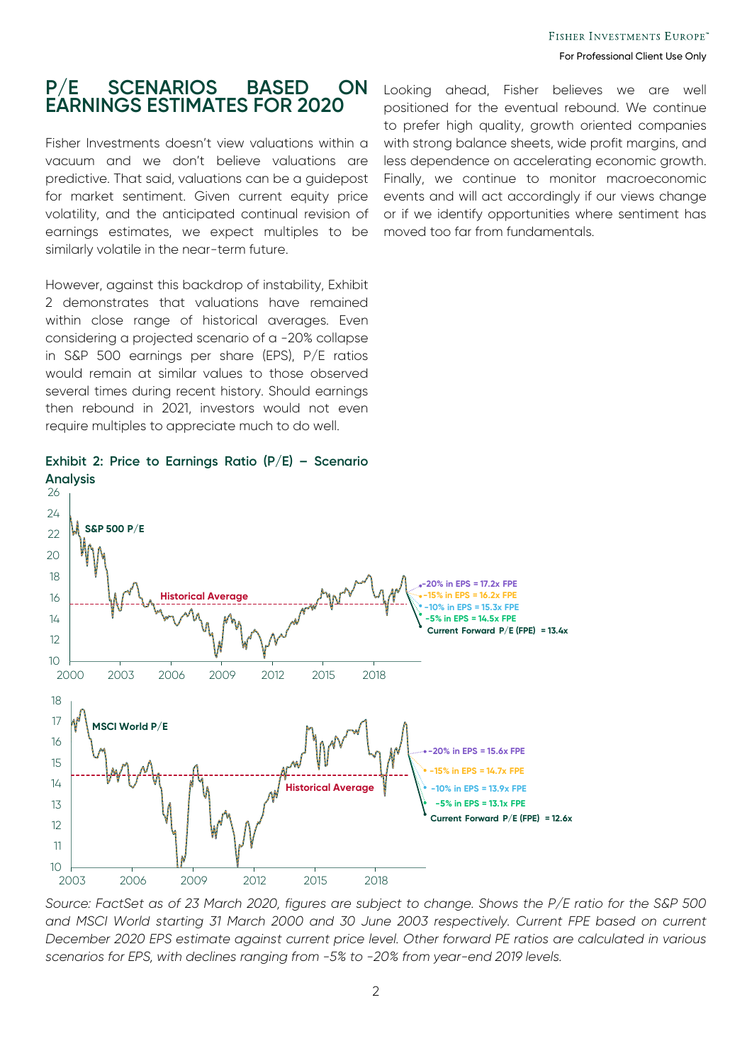## P/E SCENARIOS BASED ON EARNINGS ESTIMATES FOR 2020

Fisher Investments doesn't view valuations within a vacuum and we don't believe valuations are predictive. That said, valuations can be a guidepost for market sentiment. Given current equity price volatility, and the anticipated continual revision of earnings estimates, we expect multiples to be similarly volatile in the near-term future.

However, against this backdrop of instability, Exhibit 2 demonstrates that valuations have remained within close range of historical averages. Even considering a projected scenario of a -20% collapse in S&P 500 earnings per share (EPS), P/E ratios would remain at similar values to those observed several times during recent history. Should earnings then rebound in 2021, investors would not even require multiples to appreciate much to do well.

Looking ahead, Fisher believes we are well positioned for the eventual rebound. We continue to prefer high quality, growth oriented companies with strong balance sheets, wide profit margins, and less dependence on accelerating economic growth. Finally, we continue to monitor macroeconomic events and will act accordingly if our views change or if we identify opportunities where sentiment has moved too far from fundamentals.

**Exhibit 2: Price to Earnings Ratio (P/E) – Scenario Analysis**

*Source: FactSet as of 23 March 2020, figures are subject to change. Shows the P/E ratio for the S&P 500 and MSCI World starting 31 March 2000 and 30 June 2003 respectively. Current FPE based on current December 2020 EPS estimate against current price level. Other forward PE ratios are calculated in various scenarios for EPS, with declines ranging from -5% to -20% from year-end 2019 levels.*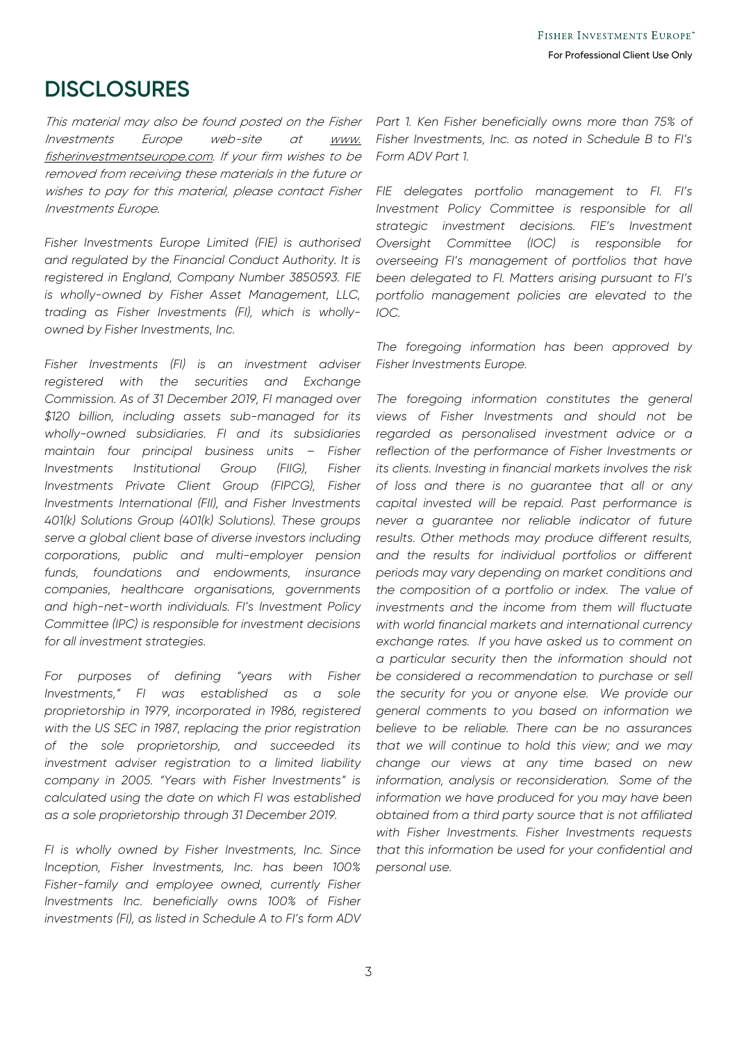# DISCLOSURES

*This material may also be found posted on the Fisher Investments Europe web-site at www.fisherinvestmentseurope.com. If your firm wishes to be removed from receiving these materials in the future or wishes to pay for this material, please contact Fisher Investments Europe.*

*Fisher Investments Europe Limited (FIE) is authorised and regulated by the Financial Conduct Authority. It is registered in England, Company Number 3850593. FIE is wholly-owned by Fisher Asset Management, LLC, trading as Fisher Investments (FI), which is wholly-owned by Fisher Investments, Inc.*

*Fisher Investments (FI) is an investment adviser registered with the securities and Exchange Commission. As of 31 December 2019, FI managed over $120 billion, including assets sub-managed for its wholly-owned subsidiaries. FI and its subsidiaries maintain four principal business units – Fisher Investments Institutional Group (FIIG), Fisher Investments Private Client Group (FIPCG), Fisher Investments International (FII), and Fisher Investments 401(k) Solutions Group (401(k) Solutions). These groups serve a global client base of diverse investors including corporations, public and multi-employer pension funds, foundations and endowments, insurance companies, healthcare organisations, governments and high-net-worth individuals. FI's Investment Policy Committee (IPC) is responsible for investment decisions for all investment strategies.*

*For purposes of defining "years with Fisher Investments," FI was established as a sole proprietorship in 1979, incorporated in 1986, registered with the US SEC in 1987, replacing the prior registration of the sole proprietorship, and succeeded its investment adviser registration to a limited liability company in 2005. "Years with Fisher Investments" is calculated using the date on which FI was established as a sole proprietorship through 31 December 2019.*

*FI is wholly owned by Fisher Investments, Inc. Since Inception, Fisher Investments, Inc. has been 100% Fisher-family and employee owned, currently Fisher Investments Inc. beneficially owns 100% of Fisher investments (FI), as listed in Schedule A to FI's form ADV Part 1. Ken Fisher beneficially owns more than 75% of Fisher Investments, Inc. as noted in Schedule B to FI's Form ADV Part 1.*

*FIE delegates portfolio management to FI. FI's Investment Policy Committee is responsible for all strategic investment decisions. FIE's Investment Oversight Committee (IOC) is responsible for overseeing FI's management of portfolios that have been delegated to FI. Matters arising pursuant to FI's portfolio management policies are elevated to the IOC.*

*The foregoing information has been approved by Fisher Investments Europe.*

*The foregoing information constitutes the general views of Fisher Investments and should not be regarded as personalised investment advice or a reflection of the performance of Fisher Investments or its clients. Investing in financial markets involves the risk of loss and there is no guarantee that all or any capital invested will be repaid. Past performance is never a guarantee nor reliable indicator of future results. Other methods may produce different results, and the results for individual portfolios or different periods may vary depending on market conditions and the composition of a portfolio or index. The value of investments and the income from them will fluctuate with world financial markets and international currency exchange rates. If you have asked us to comment on a particular security then the information should not be considered a recommendation to purchase or sell the security for you or anyone else. We provide our general comments to you based on information we believe to be reliable. There can be no assurances that we will continue to hold this view; and we may change our views at any time based on new information, analysis or reconsideration. Some of the information we have produced for you may have been obtained from a third party source that is not affiliated with Fisher Investments. Fisher Investments requests that this information be used for your confidential and personal use.*